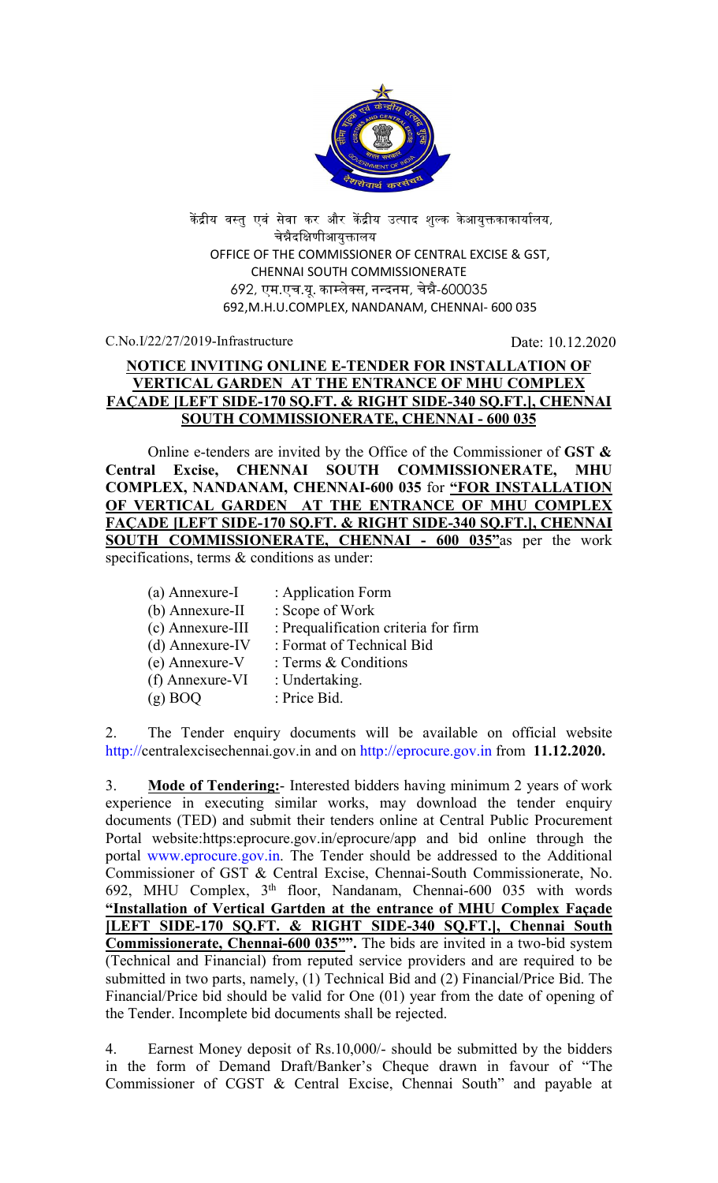केंद्रीय वस्तु एवं सेवा कर और केंद्रीय उत्पाद शुल्क केआयुक्तकाकार्यालय,
चेन्नैदक्षिणीआयुक्तालय
OFFICE OF THE COMMISSIONER OF CENTRAL EXCISE & GST,
CHENNAI SOUTH COMMISSIONERATE
692, एम.एच.यू. काम्लेक्स, नन्दनम, चेन्नै-600035
692,M.H.U.COMPLEX, NANDANAM, CHENNAI- 600 035

C.No.I/22/27/2019-Infrastructure

Date: 10.12.2020

## NOTICE INVITING ONLINE E-TENDER FOR INSTALLATION OF VERTICAL GARDEN AT THE ENTRANCE OF MHU COMPLEX FAÇADE [LEFT SIDE-170 SQ.FT. & RIGHT SIDE-340 SQ.FT.], CHENNAI SOUTH COMMISSIONERATE, CHENNAI - 600 035

Online e-tenders are invited by the Office of the Commissioner of **GST & Central Excise, CHENNAI SOUTH COMMISSIONERATE, MHU COMPLEX, NANDANAM, CHENNAI-600 035** for **"FOR INSTALLATION OF VERTICAL GARDEN AT THE ENTRANCE OF MHU COMPLEX FAÇADE [LEFT SIDE-170 SQ.FT. & RIGHT SIDE-340 SQ.FT.], CHENNAI SOUTH COMMISSIONERATE, CHENNAI - 600 035"** as per the work specifications, terms & conditions as under:

(a) Annexure-I : Application Form
(b) Annexure-II : Scope of Work
(c) Annexure-III : Prequalification criteria for firm
(d) Annexure-IV : Format of Technical Bid
(e) Annexure-V : Terms & Conditions
(f) Annexure-VI : Undertaking.
(g) BOQ : Price Bid.

2. The Tender enquiry documents will be available on official website http://centralexcisechennai.gov.in and on http://eprocure.gov.in from **11.12.2020.**

3. **Mode of Tendering:**- Interested bidders having minimum 2 years of work experience in executing similar works, may download the tender enquiry documents (TED) and submit their tenders online at Central Public Procurement Portal website:https:eprocure.gov.in/eprocure/app and bid online through the portal www.eprocure.gov.in. The Tender should be addressed to the Additional Commissioner of GST & Central Excise, Chennai-South Commissionerate, No. 692, MHU Complex, 3rd floor, Nandanam, Chennai-600 035 with words **"Installation of Vertical Gartden at the entrance of MHU Complex Façade [LEFT SIDE-170 SQ.FT. & RIGHT SIDE-340 SQ.FT.], Chennai South Commissionerate, Chennai-600 035"".** The bids are invited in a two-bid system (Technical and Financial) from reputed service providers and are required to be submitted in two parts, namely, (1) Technical Bid and (2) Financial/Price Bid. The Financial/Price bid should be valid for One (01) year from the date of opening of the Tender. Incomplete bid documents shall be rejected.

4. Earnest Money deposit of Rs.10,000/- should be submitted by the bidders in the form of Demand Draft/Banker's Cheque drawn in favour of "The Commissioner of CGST & Central Excise, Chennai South" and payable at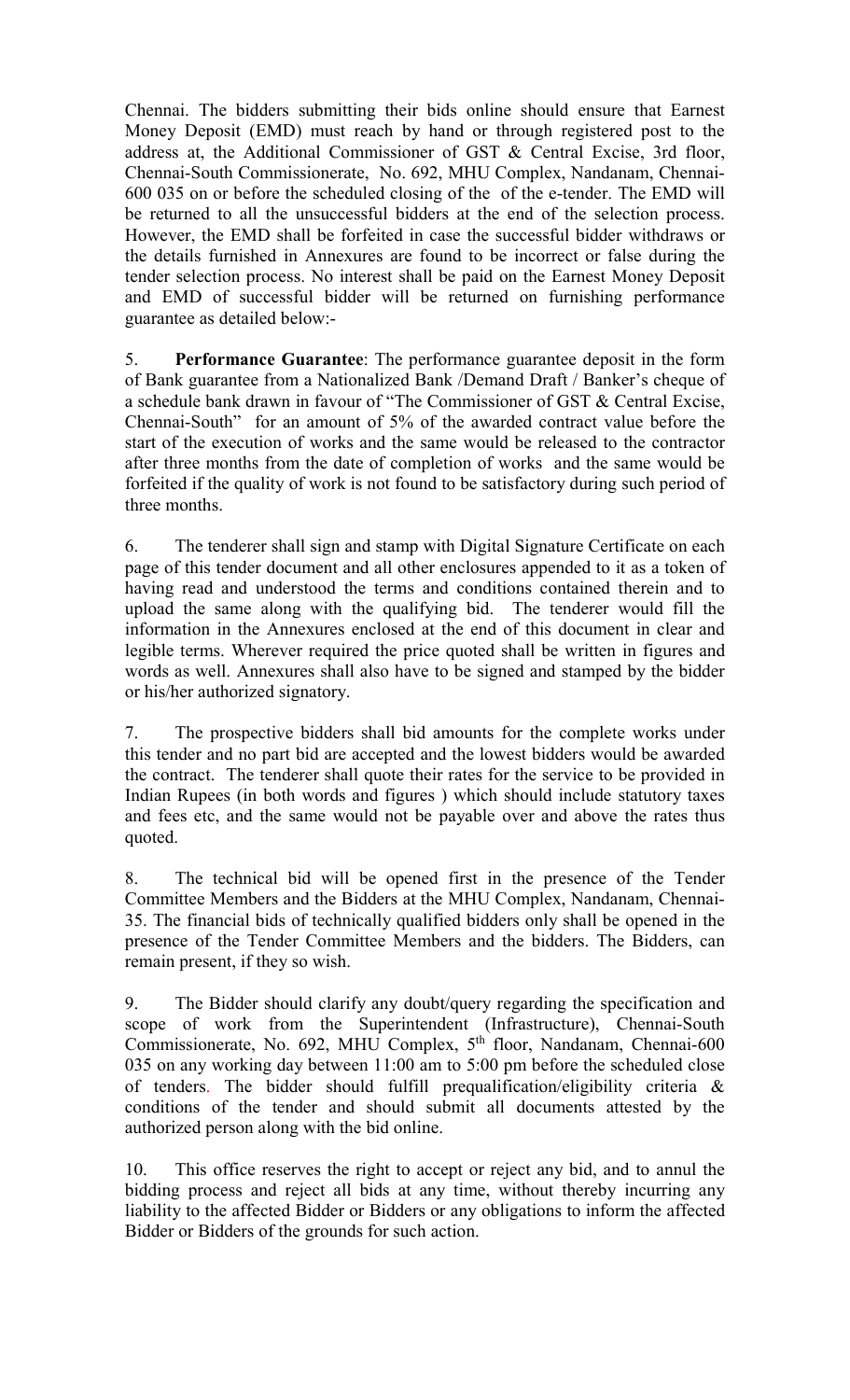Chennai. The bidders submitting their bids online should ensure that Earnest Money Deposit (EMD) must reach by hand or through registered post to the address at, the Additional Commissioner of GST & Central Excise, 3rd floor, Chennai-South Commissionerate, No. 692, MHU Complex, Nandanam, Chennai-600 035 on or before the scheduled closing of the of the e-tender. The EMD will be returned to all the unsuccessful bidders at the end of the selection process. However, the EMD shall be forfeited in case the successful bidder withdraws or the details furnished in Annexures are found to be incorrect or false during the tender selection process. No interest shall be paid on the Earnest Money Deposit and EMD of successful bidder will be returned on furnishing performance guarantee as detailed below:-

5. **Performance Guarantee**: The performance guarantee deposit in the form of Bank guarantee from a Nationalized Bank /Demand Draft / Banker's cheque of a schedule bank drawn in favour of "The Commissioner of GST & Central Excise, Chennai-South" for an amount of 5% of the awarded contract value before the start of the execution of works and the same would be released to the contractor after three months from the date of completion of works and the same would be forfeited if the quality of work is not found to be satisfactory during such period of three months.

6. The tenderer shall sign and stamp with Digital Signature Certificate on each page of this tender document and all other enclosures appended to it as a token of having read and understood the terms and conditions contained therein and to upload the same along with the qualifying bid. The tenderer would fill the information in the Annexures enclosed at the end of this document in clear and legible terms. Wherever required the price quoted shall be written in figures and words as well. Annexures shall also have to be signed and stamped by the bidder or his/her authorized signatory.

7. The prospective bidders shall bid amounts for the complete works under this tender and no part bid are accepted and the lowest bidders would be awarded the contract. The tenderer shall quote their rates for the service to be provided in Indian Rupees (in both words and figures ) which should include statutory taxes and fees etc, and the same would not be payable over and above the rates thus quoted.

8. The technical bid will be opened first in the presence of the Tender Committee Members and the Bidders at the MHU Complex, Nandanam, Chennai-35. The financial bids of technically qualified bidders only shall be opened in the presence of the Tender Committee Members and the bidders. The Bidders, can remain present, if they so wish.

9. The Bidder should clarify any doubt/query regarding the specification and scope of work from the Superintendent (Infrastructure), Chennai-South Commissionerate, No. 692, MHU Complex, 5th floor, Nandanam, Chennai-600 035 on any working day between 11:00 am to 5:00 pm before the scheduled close of tenders. The bidder should fulfill prequalification/eligibility criteria & conditions of the tender and should submit all documents attested by the authorized person along with the bid online.

10. This office reserves the right to accept or reject any bid, and to annul the bidding process and reject all bids at any time, without thereby incurring any liability to the affected Bidder or Bidders or any obligations to inform the affected Bidder or Bidders of the grounds for such action.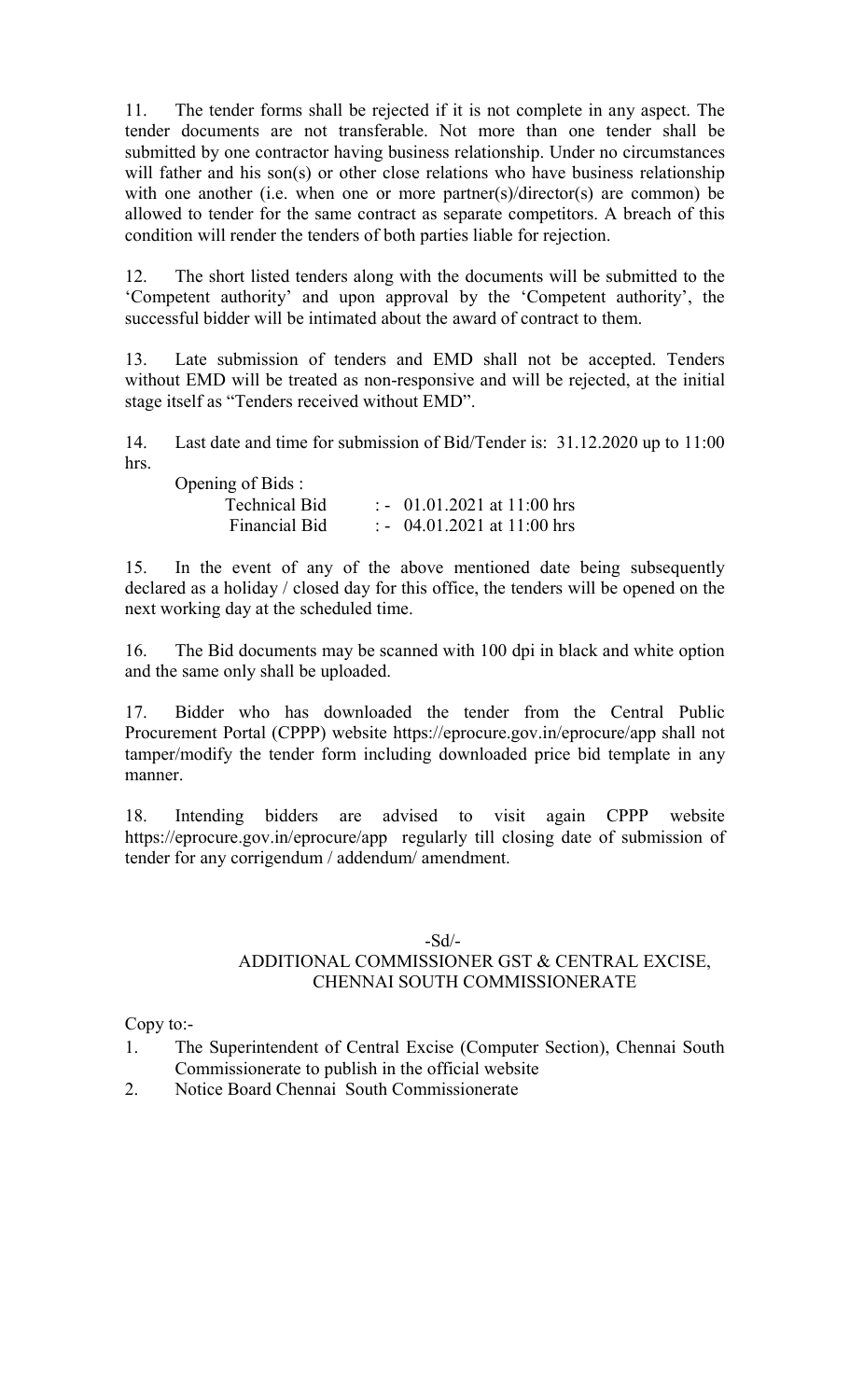11. The tender forms shall be rejected if it is not complete in any aspect. The tender documents are not transferable. Not more than one tender shall be submitted by one contractor having business relationship. Under no circumstances will father and his son(s) or other close relations who have business relationship with one another (i.e. when one or more partner(s)/director(s) are common) be allowed to tender for the same contract as separate competitors. A breach of this condition will render the tenders of both parties liable for rejection.

12. The short listed tenders along with the documents will be submitted to the 'Competent authority' and upon approval by the 'Competent authority', the successful bidder will be intimated about the award of contract to them.

13. Late submission of tenders and EMD shall not be accepted. Tenders without EMD will be treated as non-responsive and will be rejected, at the initial stage itself as "Tenders received without EMD".

14. Last date and time for submission of Bid/Tender is: 31.12.2020 up to 11:00 hrs.

Opening of Bids :

| | |
|---|---|
| Technical Bid | :- 01.01.2021 at 11:00 hrs |
| Financial Bid | :- 04.01.2021 at 11:00 hrs |

15. In the event of any of the above mentioned date being subsequently declared as a holiday / closed day for this office, the tenders will be opened on the next working day at the scheduled time.

16. The Bid documents may be scanned with 100 dpi in black and white option and the same only shall be uploaded.

17. Bidder who has downloaded the tender from the Central Public Procurement Portal (CPPP) website https://eprocure.gov.in/eprocure/app shall not tamper/modify the tender form including downloaded price bid template in any manner.

18. Intending bidders are advised to visit again CPPP website https://eprocure.gov.in/eprocure/app regularly till closing date of submission of tender for any corrigendum / addendum/ amendment.

-Sd/-

ADDITIONAL COMMISSIONER GST & CENTRAL EXCISE,
CHENNAI SOUTH COMMISSIONERATE

Copy to:-

1. The Superintendent of Central Excise (Computer Section), Chennai South Commissionerate to publish in the official website
2. Notice Board Chennai South Commissionerate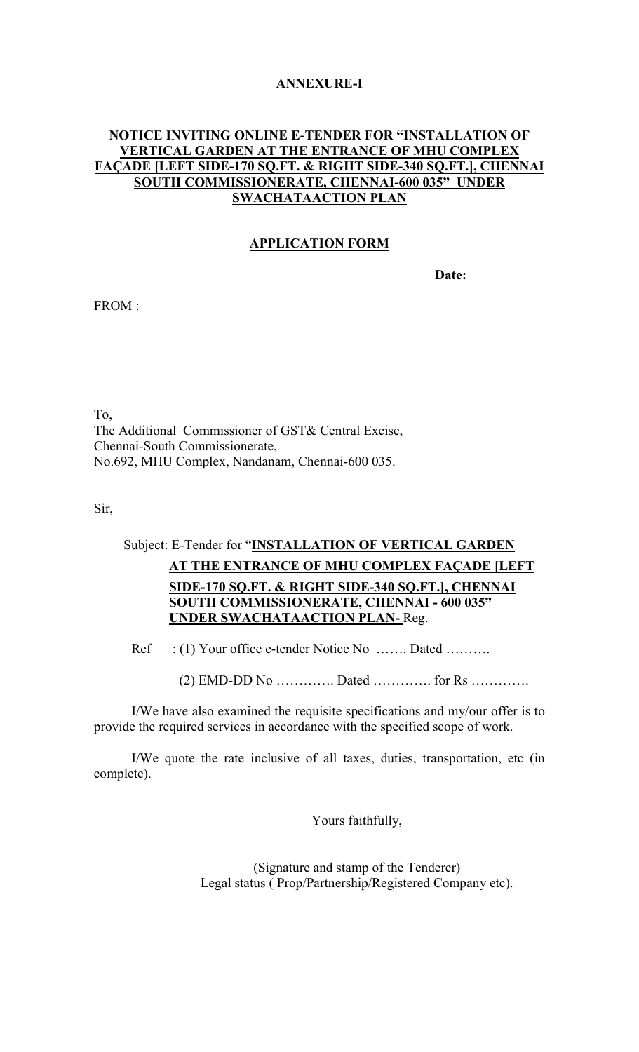**ANNEXURE-I**

**NOTICE INVITING ONLINE E-TENDER FOR "INSTALLATION OF VERTICAL GARDEN AT THE ENTRANCE OF MHU COMPLEX FAÇADE [LEFT SIDE-170 SQ.FT. & RIGHT SIDE-340 SQ.FT.], CHENNAI SOUTH COMMISSIONERATE, CHENNAI-600 035" UNDER SWACHATAACTION PLAN**

**APPLICATION FORM**

**Date:**

FROM :

To,
The Additional Commissioner of GST& Central Excise,
Chennai-South Commissionerate,
No.692, MHU Complex, Nandanam, Chennai-600 035.

Sir,

Subject: E-Tender for "**INSTALLATION OF VERTICAL GARDEN AT THE ENTRANCE OF MHU COMPLEX FAÇADE [LEFT SIDE-170 SQ.FT. & RIGHT SIDE-340 SQ.FT.], CHENNAI SOUTH COMMISSIONERATE, CHENNAI - 600 035" UNDER SWACHATAACTION PLAN-** Reg.

Ref : (1) Your office e-tender Notice No ……. Dated ……….

(2) EMD-DD No …………. Dated …………. for Rs ………….

I/We have also examined the requisite specifications and my/our offer is to provide the required services in accordance with the specified scope of work.

I/We quote the rate inclusive of all taxes, duties, transportation, etc (in complete).

Yours faithfully,

(Signature and stamp of the Tenderer)
Legal status ( Prop/Partnership/Registered Company etc).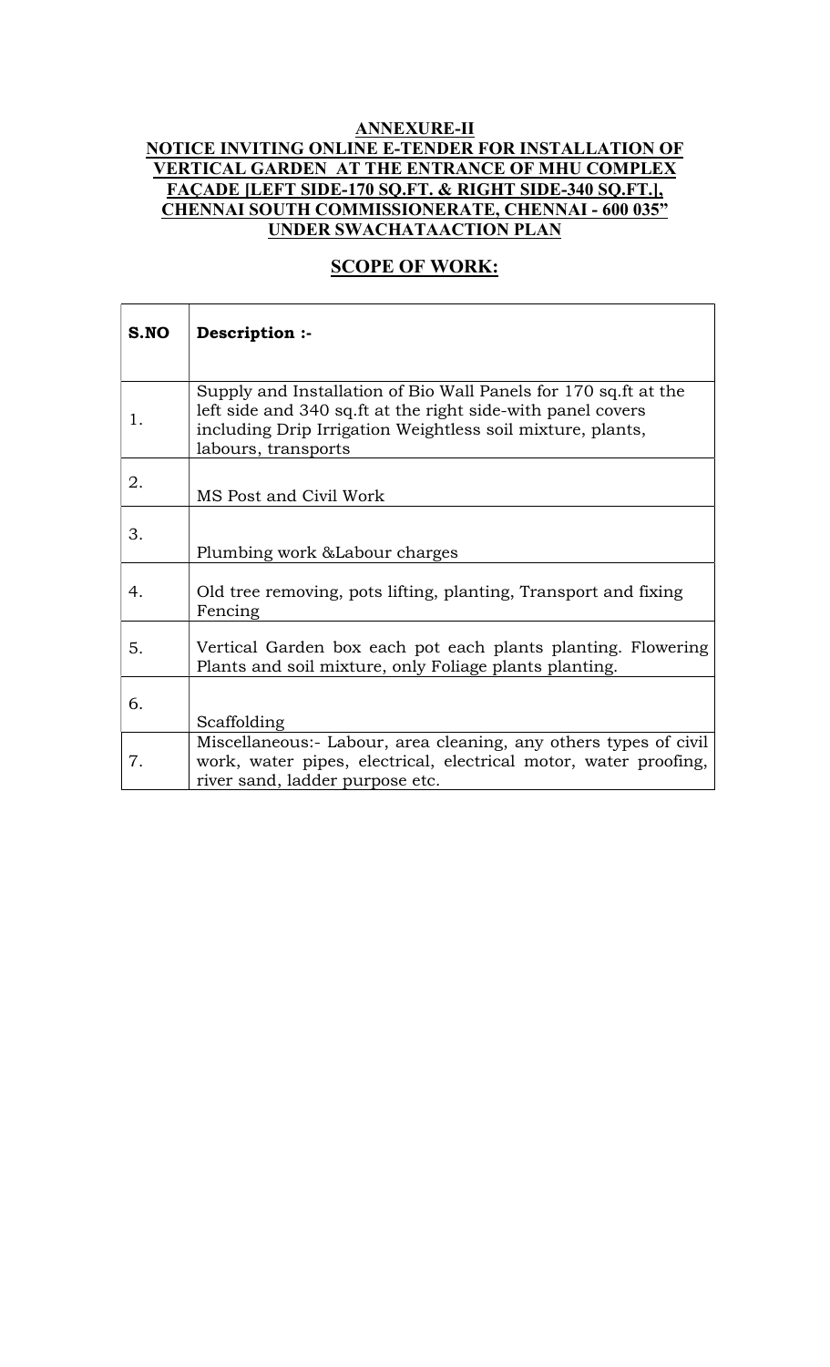**ANNEXURE-II**

**NOTICE INVITING ONLINE E-TENDER FOR INSTALLATION OF VERTICAL GARDEN AT THE ENTRANCE OF MHU COMPLEX FAÇADE [LEFT SIDE-170 SQ.FT. & RIGHT SIDE-340 SQ.FT.], CHENNAI SOUTH COMMISSIONERATE, CHENNAI - 600 035" UNDER SWACHATAACTION PLAN**

## SCOPE OF WORK:

| S.NO | Description :- |
|---|---|
| 1. | Supply and Installation of Bio Wall Panels for 170 sq.ft at the left side and 340 sq.ft at the right side-with panel covers including Drip Irrigation Weightless soil mixture, plants, labours, transports |
| 2. | MS Post and Civil Work |
| 3. | Plumbing work &Labour charges |
| 4. | Old tree removing, pots lifting, planting, Transport and fixing Fencing |
| 5. | Vertical Garden box each pot each plants planting. Flowering Plants and soil mixture, only Foliage plants planting. |
| 6. | Scaffolding |
| 7. | Miscellaneous:- Labour, area cleaning, any others types of civil work, water pipes, electrical, electrical motor, water proofing, river sand, ladder purpose etc. |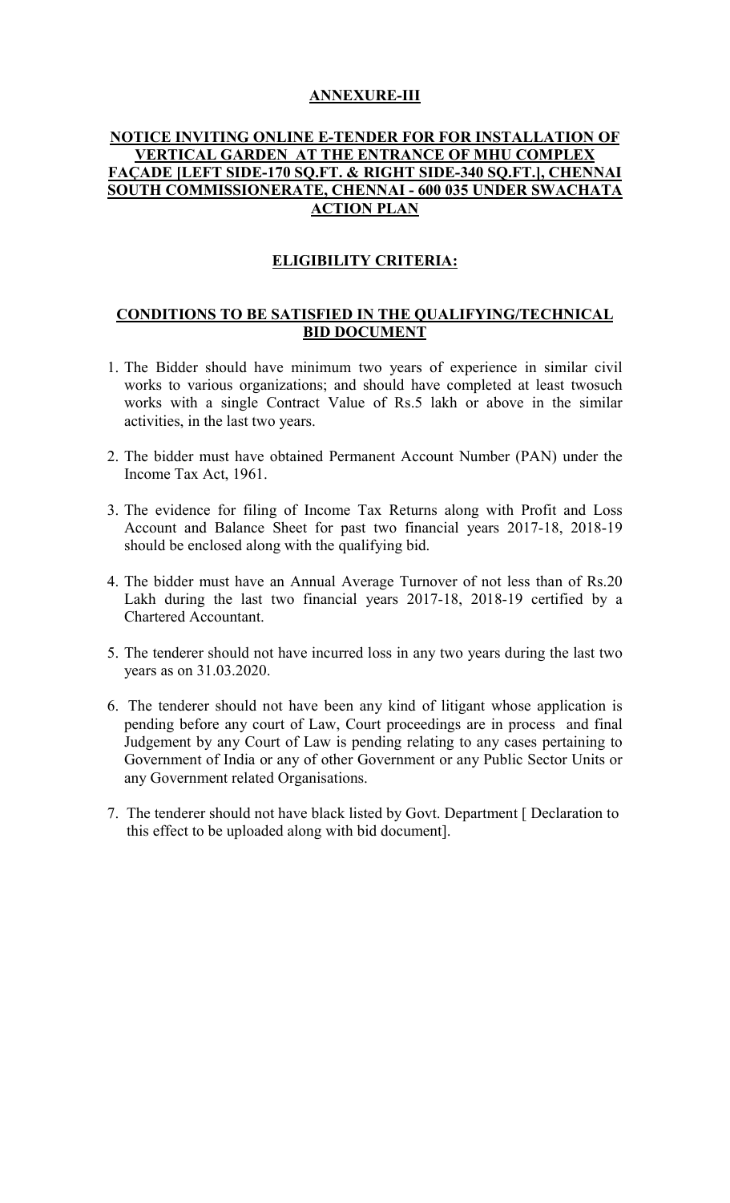## ANNEXURE-III

## NOTICE INVITING ONLINE E-TENDER FOR FOR INSTALLATION OF VERTICAL GARDEN AT THE ENTRANCE OF MHU COMPLEX FAÇADE [LEFT SIDE-170 SQ.FT. & RIGHT SIDE-340 SQ.FT.], CHENNAI SOUTH COMMISSIONERATE, CHENNAI - 600 035 UNDER SWACHATA ACTION PLAN

### ELIGIBILITY CRITERIA:

### CONDITIONS TO BE SATISFIED IN THE QUALIFYING/TECHNICAL BID DOCUMENT

1. The Bidder should have minimum two years of experience in similar civil works to various organizations; and should have completed at least twosuch works with a single Contract Value of Rs.5 lakh or above in the similar activities, in the last two years.

2. The bidder must have obtained Permanent Account Number (PAN) under the Income Tax Act, 1961.

3. The evidence for filing of Income Tax Returns along with Profit and Loss Account and Balance Sheet for past two financial years 2017-18, 2018-19 should be enclosed along with the qualifying bid.

4. The bidder must have an Annual Average Turnover of not less than of Rs.20 Lakh during the last two financial years 2017-18, 2018-19 certified by a Chartered Accountant.

5. The tenderer should not have incurred loss in any two years during the last two years as on 31.03.2020.

6. The tenderer should not have been any kind of litigant whose application is pending before any court of Law, Court proceedings are in process and final Judgement by any Court of Law is pending relating to any cases pertaining to Government of India or any of other Government or any Public Sector Units or any Government related Organisations.

7. The tenderer should not have black listed by Govt. Department [ Declaration to this effect to be uploaded along with bid document].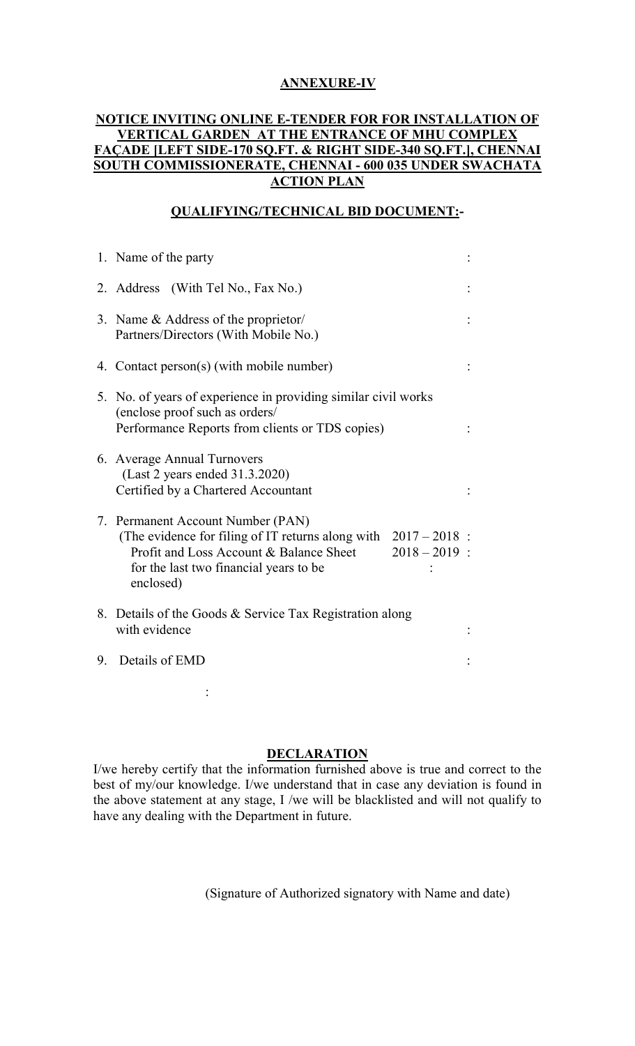**ANNEXURE-IV**

**NOTICE INVITING ONLINE E-TENDER FOR FOR INSTALLATION OF VERTICAL GARDEN AT THE ENTRANCE OF MHU COMPLEX FAÇADE [LEFT SIDE-170 SQ.FT. & RIGHT SIDE-340 SQ.FT.], CHENNAI SOUTH COMMISSIONERATE, CHENNAI - 600 035 UNDER SWACHATA ACTION PLAN**

**QUALIFYING/TECHNICAL BID DOCUMENT:-**

1. Name of the party :
2. Address (With Tel No., Fax No.) :
3. Name & Address of the proprietor/ Partners/Directors (With Mobile No.) :
4. Contact person(s) (with mobile number) :
5. No. of years of experience in providing similar civil works (enclose proof such as orders/ Performance Reports from clients or TDS copies) :
6. Average Annual Turnovers (Last 2 years ended 31.3.2020) Certified by a Chartered Accountant :
7. Permanent Account Number (PAN) (The evidence for filing of IT returns along with Profit and Loss Account & Balance Sheet for the last two financial years to be enclosed)
   2017 – 2018 :
   2018 – 2019 :
   :
8. Details of the Goods & Service Tax Registration along with evidence :
9. Details of EMD :

:

**DECLARATION**

I/we hereby certify that the information furnished above is true and correct to the best of my/our knowledge. I/we understand that in case any deviation is found in the above statement at any stage, I /we will be blacklisted and will not qualify to have any dealing with the Department in future.

(Signature of Authorized signatory with Name and date)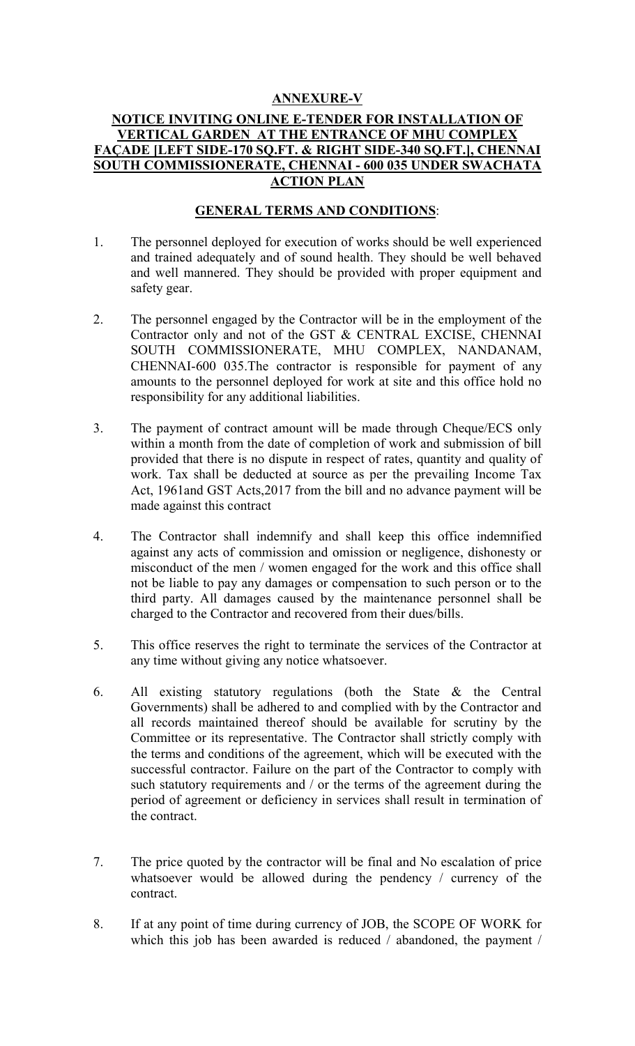**ANNEXURE-V**

**NOTICE INVITING ONLINE E-TENDER FOR INSTALLATION OF VERTICAL GARDEN AT THE ENTRANCE OF MHU COMPLEX FAÇADE [LEFT SIDE-170 SQ.FT. & RIGHT SIDE-340 SQ.FT.], CHENNAI SOUTH COMMISSIONERATE, CHENNAI - 600 035 UNDER SWACHATA ACTION PLAN**

**GENERAL TERMS AND CONDITIONS**:

1. The personnel deployed for execution of works should be well experienced and trained adequately and of sound health. They should be well behaved and well mannered. They should be provided with proper equipment and safety gear.

2. The personnel engaged by the Contractor will be in the employment of the Contractor only and not of the GST & CENTRAL EXCISE, CHENNAI SOUTH COMMISSIONERATE, MHU COMPLEX, NANDANAM, CHENNAI-600 035.The contractor is responsible for payment of any amounts to the personnel deployed for work at site and this office hold no responsibility for any additional liabilities.

3. The payment of contract amount will be made through Cheque/ECS only within a month from the date of completion of work and submission of bill provided that there is no dispute in respect of rates, quantity and quality of work. Tax shall be deducted at source as per the prevailing Income Tax Act, 1961and GST Acts,2017 from the bill and no advance payment will be made against this contract

4. The Contractor shall indemnify and shall keep this office indemnified against any acts of commission and omission or negligence, dishonesty or misconduct of the men / women engaged for the work and this office shall not be liable to pay any damages or compensation to such person or to the third party. All damages caused by the maintenance personnel shall be charged to the Contractor and recovered from their dues/bills.

5. This office reserves the right to terminate the services of the Contractor at any time without giving any notice whatsoever.

6. All existing statutory regulations (both the State & the Central Governments) shall be adhered to and complied with by the Contractor and all records maintained thereof should be available for scrutiny by the Committee or its representative. The Contractor shall strictly comply with the terms and conditions of the agreement, which will be executed with the successful contractor. Failure on the part of the Contractor to comply with such statutory requirements and / or the terms of the agreement during the period of agreement or deficiency in services shall result in termination of the contract.

7. The price quoted by the contractor will be final and No escalation of price whatsoever would be allowed during the pendency / currency of the contract.

8. If at any point of time during currency of JOB, the SCOPE OF WORK for which this job has been awarded is reduced / abandoned, the payment /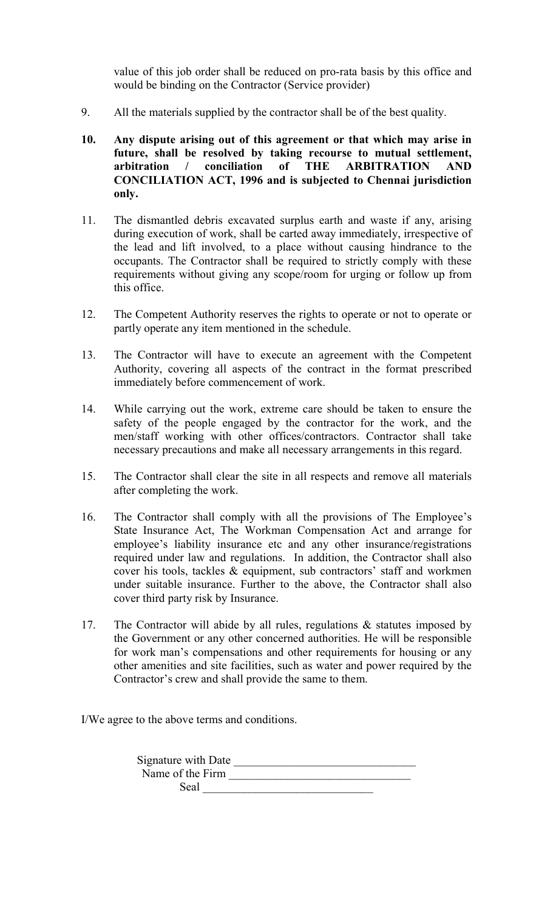value of this job order shall be reduced on pro-rata basis by this office and would be binding on the Contractor (Service provider)

9. All the materials supplied by the contractor shall be of the best quality.

**10. Any dispute arising out of this agreement or that which may arise in future, shall be resolved by taking recourse to mutual settlement, arbitration / conciliation of THE ARBITRATION AND CONCILIATION ACT, 1996 and is subjected to Chennai jurisdiction only.**

11. The dismantled debris excavated surplus earth and waste if any, arising during execution of work, shall be carted away immediately, irrespective of the lead and lift involved, to a place without causing hindrance to the occupants. The Contractor shall be required to strictly comply with these requirements without giving any scope/room for urging or follow up from this office.

12. The Competent Authority reserves the rights to operate or not to operate or partly operate any item mentioned in the schedule.

13. The Contractor will have to execute an agreement with the Competent Authority, covering all aspects of the contract in the format prescribed immediately before commencement of work.

14. While carrying out the work, extreme care should be taken to ensure the safety of the people engaged by the contractor for the work, and the men/staff working with other offices/contractors. Contractor shall take necessary precautions and make all necessary arrangements in this regard.

15. The Contractor shall clear the site in all respects and remove all materials after completing the work.

16. The Contractor shall comply with all the provisions of The Employee's State Insurance Act, The Workman Compensation Act and arrange for employee's liability insurance etc and any other insurance/registrations required under law and regulations. In addition, the Contractor shall also cover his tools, tackles & equipment, sub contractors' staff and workmen under suitable insurance. Further to the above, the Contractor shall also cover third party risk by Insurance.

17. The Contractor will abide by all rules, regulations & statutes imposed by the Government or any other concerned authorities. He will be responsible for work man's compensations and other requirements for housing or any other amenities and site facilities, such as water and power required by the Contractor's crew and shall provide the same to them.

I/We agree to the above terms and conditions.

Signature with Date ______________________________

Name of the Firm ______________________________

Seal ____________________________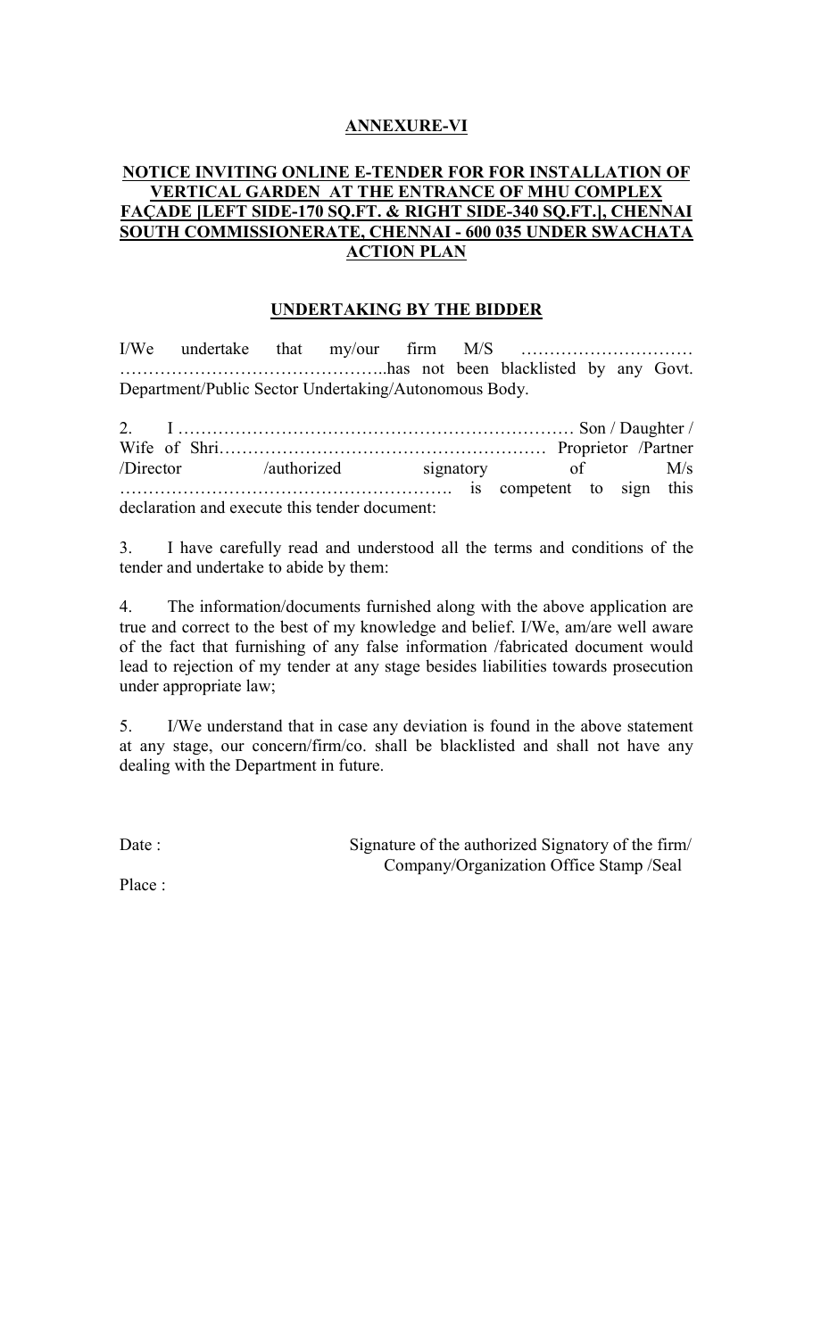## ANNEXURE-VI

## NOTICE INVITING ONLINE E-TENDER FOR FOR INSTALLATION OF VERTICAL GARDEN AT THE ENTRANCE OF MHU COMPLEX FAÇADE [LEFT SIDE-170 SQ.FT. & RIGHT SIDE-340 SQ.FT.], CHENNAI SOUTH COMMISSIONERATE, CHENNAI - 600 035 UNDER SWACHATA ACTION PLAN

### UNDERTAKING BY THE BIDDER

I/We undertake that my/our firm M/S ………………………… ………………………………………..has not been blacklisted by any Govt. Department/Public Sector Undertaking/Autonomous Body.

2. I …………………………………………………………… Son / Daughter / Wife of Shri………………………………………………… Proprietor /Partner /Director /authorized signatory of M/s ………………………………………………. is competent to sign this declaration and execute this tender document:

3. I have carefully read and understood all the terms and conditions of the tender and undertake to abide by them:

4. The information/documents furnished along with the above application are true and correct to the best of my knowledge and belief. I/We, am/are well aware of the fact that furnishing of any false information /fabricated document would lead to rejection of my tender at any stage besides liabilities towards prosecution under appropriate law;

5. I/We understand that in case any deviation is found in the above statement at any stage, our concern/firm/co. shall be blacklisted and shall not have any dealing with the Department in future.

Date :

Signature of the authorized Signatory of the firm/ Company/Organization Office Stamp /Seal

Place :